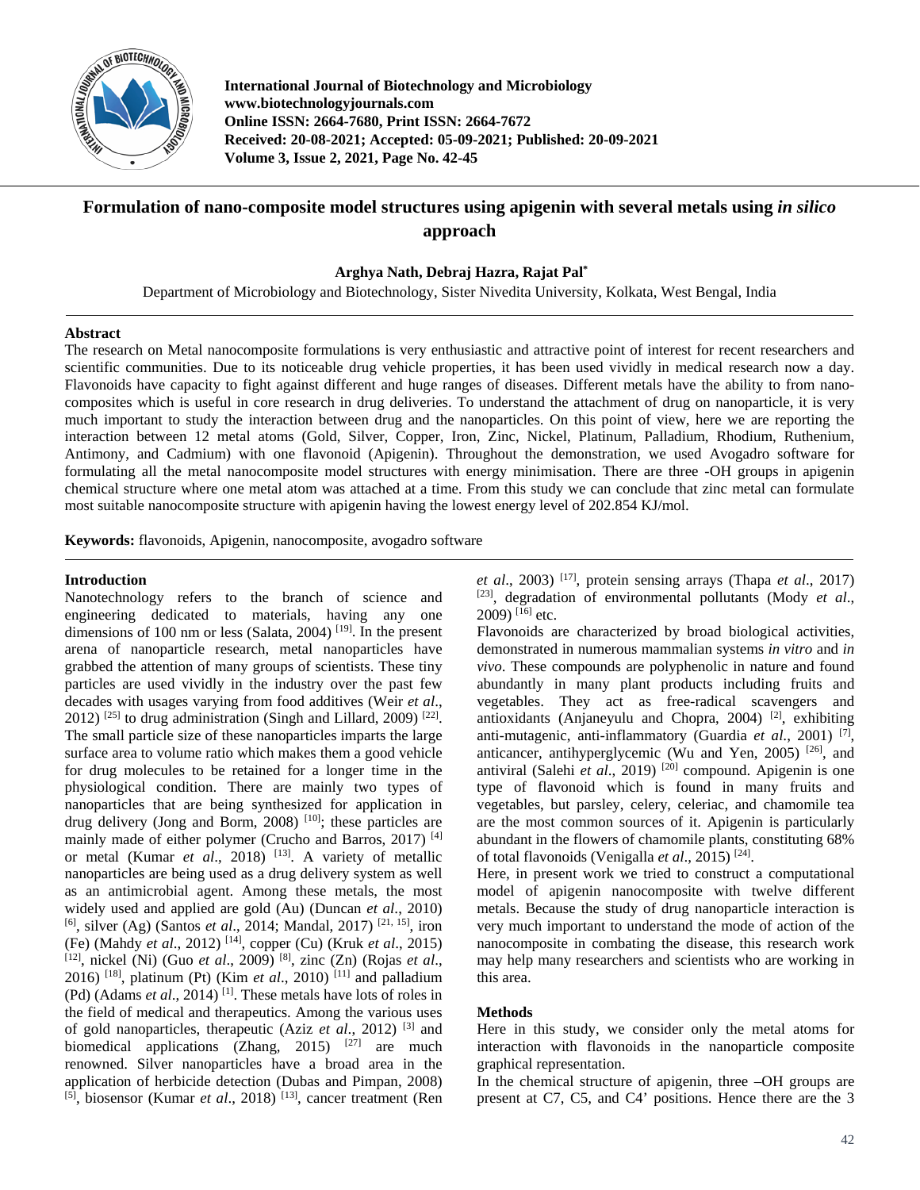International Journal of Biotechnology and Microbiology
www.biotechnologyjournals.com
Online ISSN: 2664-7680, Print ISSN: 2664-7672
Received: 20-08-2021; Accepted: 05-09-2021; Published: 20-09-2021
Volume 3, Issue 2, 2021, Page No. 42-45

# Formulation of nano-composite model structures using apigenin with several metals using *in silico* approach

**Arghya Nath, Debraj Hazra, Rajat Pal***

Department of Microbiology and Biotechnology, Sister Nivedita University, Kolkata, West Bengal, India

## Abstract

The research on Metal nanocomposite formulations is very enthusiastic and attractive point of interest for recent researchers and scientific communities. Due to its noticeable drug vehicle properties, it has been used vividly in medical research now a day. Flavonoids have capacity to fight against different and huge ranges of diseases. Different metals have the ability to from nano-composites which is useful in core research in drug deliveries. To understand the attachment of drug on nanoparticle, it is very much important to study the interaction between drug and the nanoparticles. On this point of view, here we are reporting the interaction between 12 metal atoms (Gold, Silver, Copper, Iron, Zinc, Nickel, Platinum, Palladium, Rhodium, Ruthenium, Antimony, and Cadmium) with one flavonoid (Apigenin). Throughout the demonstration, we used Avogadro software for formulating all the metal nanocomposite model structures with energy minimisation. There are three -OH groups in apigenin chemical structure where one metal atom was attached at a time. From this study we can conclude that zinc metal can formulate most suitable nanocomposite structure with apigenin having the lowest energy level of 202.854 KJ/mol.

**Keywords:** flavonoids, Apigenin, nanocomposite, avogadro software

## Introduction

Nanotechnology refers to the branch of science and engineering dedicated to materials, having any one dimensions of 100 nm or less (Salata, 2004) [19]. In the present arena of nanoparticle research, metal nanoparticles have grabbed the attention of many groups of scientists. These tiny particles are used vividly in the industry over the past few decades with usages varying from food additives (Weir *et al*., 2012) [25] to drug administration (Singh and Lillard, 2009) [22]. The small particle size of these nanoparticles imparts the large surface area to volume ratio which makes them a good vehicle for drug molecules to be retained for a longer time in the physiological condition. There are mainly two types of nanoparticles that are being synthesized for application in drug delivery (Jong and Borm, 2008) [10]; these particles are mainly made of either polymer (Crucho and Barros, 2017) [4] or metal (Kumar *et al*., 2018) [13]. A variety of metallic nanoparticles are being used as a drug delivery system as well as an antimicrobial agent. Among these metals, the most widely used and applied are gold (Au) (Duncan *et al*., 2010) [6], silver (Ag) (Santos *et al*., 2014; Mandal, 2017) [21, 15], iron (Fe) (Mahdy *et al*., 2012) [14], copper (Cu) (Kruk *et al*., 2015) [12], nickel (Ni) (Guo *et al*., 2009) [8], zinc (Zn) (Rojas *et al*., 2016) [18], platinum (Pt) (Kim *et al*., 2010) [11] and palladium (Pd) (Adams *et al*., 2014) [1]. These metals have lots of roles in the field of medical and therapeutics. Among the various uses of gold nanoparticles, therapeutic (Aziz *et al*., 2012) [3] and biomedical applications (Zhang, 2015) [27] are much renowned. Silver nanoparticles have a broad area in the application of herbicide detection (Dubas and Pimpan, 2008) [5], biosensor (Kumar *et al*., 2018) [13], cancer treatment (Ren *et al*., 2003) [17], protein sensing arrays (Thapa *et al*., 2017) [23], degradation of environmental pollutants (Mody *et al*., 2009) [16] etc.

Flavonoids are characterized by broad biological activities, demonstrated in numerous mammalian systems *in vitro* and *in vivo*. These compounds are polyphenolic in nature and found abundantly in many plant products including fruits and vegetables. They act as free-radical scavengers and antioxidants (Anjaneyulu and Chopra, 2004) [2], exhibiting anti-mutagenic, anti-inflammatory (Guardia *et al*., 2001) [7], anticancer, antihyperglycemic (Wu and Yen, 2005) [26], and antiviral (Salehi *et al*., 2019) [20] compound. Apigenin is one type of flavonoid which is found in many fruits and vegetables, but parsley, celery, celeriac, and chamomile tea are the most common sources of it. Apigenin is particularly abundant in the flowers of chamomile plants, constituting 68% of total flavonoids (Venigalla *et al*., 2015) [24].

Here, in present work we tried to construct a computational model of apigenin nanocomposite with twelve different metals. Because the study of drug nanoparticle interaction is very much important to understand the mode of action of the nanocomposite in combating the disease, this research work may help many researchers and scientists who are working in this area.

## Methods

Here in this study, we consider only the metal atoms for interaction with flavonoids in the nanoparticle composite graphical representation.

In the chemical structure of apigenin, three –OH groups are present at C7, C5, and C4' positions. Hence there are the 3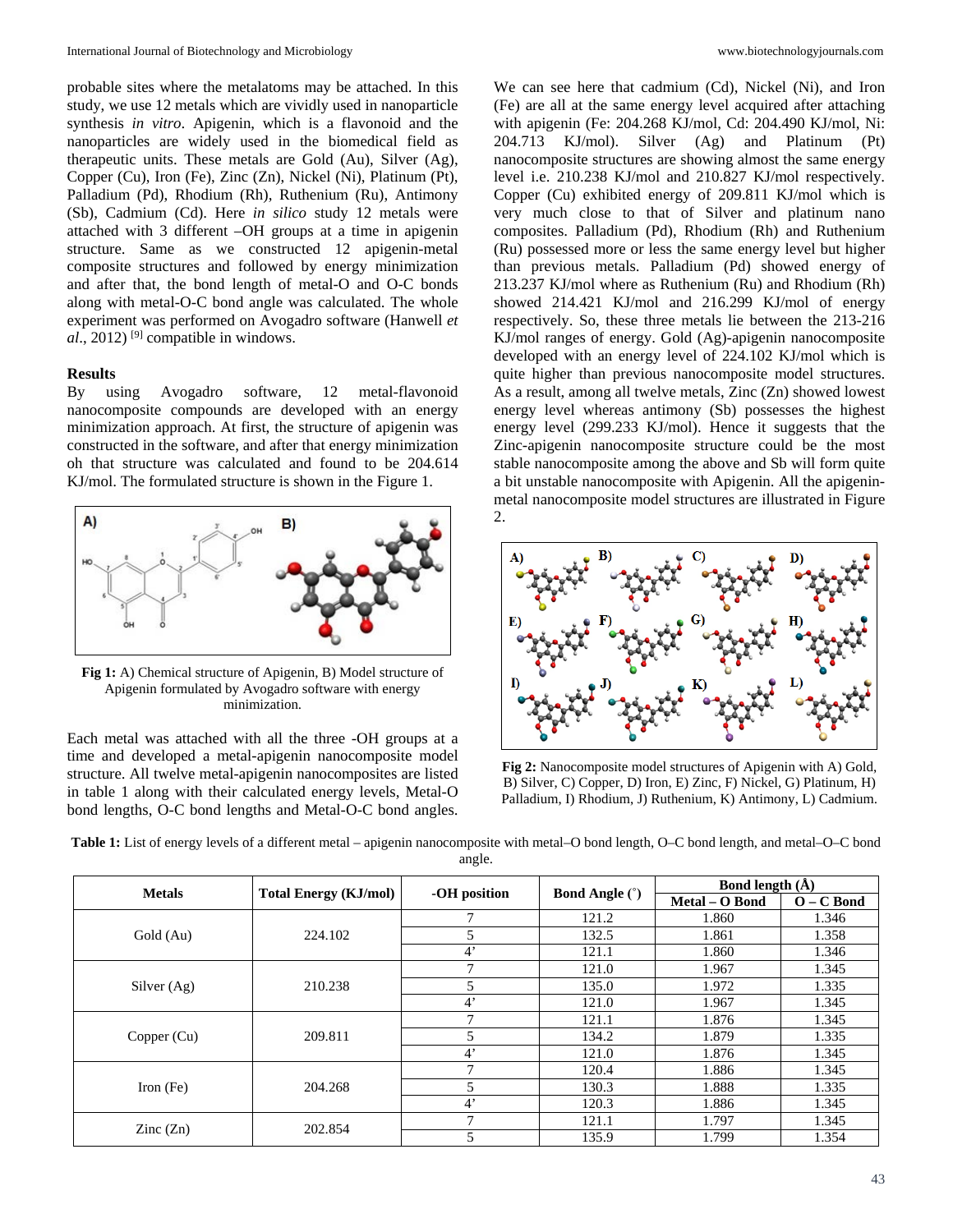probable sites where the metalatoms may be attached. In this study, we use 12 metals which are vividly used in nanoparticle synthesis *in vitro*. Apigenin, which is a flavonoid and the nanoparticles are widely used in the biomedical field as therapeutic units. These metals are Gold (Au), Silver (Ag), Copper (Cu), Iron (Fe), Zinc (Zn), Nickel (Ni), Platinum (Pt), Palladium (Pd), Rhodium (Rh), Ruthenium (Ru), Antimony (Sb), Cadmium (Cd). Here *in silico* study 12 metals were attached with 3 different –OH groups at a time in apigenin structure. Same as we constructed 12 apigenin-metal composite structures and followed by energy minimization and after that, the bond length of metal-O and O-C bonds along with metal-O-C bond angle was calculated. The whole experiment was performed on Avogadro software (Hanwell *et al*., 2012) [9] compatible in windows.

## Results

By using Avogadro software, 12 metal-flavonoid nanocomposite compounds are developed with an energy minimization approach. At first, the structure of apigenin was constructed in the software, and after that energy minimization oh that structure was calculated and found to be 204.614 KJ/mol. The formulated structure is shown in the Figure 1.

**Fig 1:** A) Chemical structure of Apigenin, B) Model structure of Apigenin formulated by Avogadro software with energy minimization.

Each metal was attached with all the three -OH groups at a time and developed a metal-apigenin nanocomposite model structure. All twelve metal-apigenin nanocomposites are listed in table 1 along with their calculated energy levels, Metal-O bond lengths, O-C bond lengths and Metal-O-C bond angles.

We can see here that cadmium (Cd), Nickel (Ni), and Iron (Fe) are all at the same energy level acquired after attaching with apigenin (Fe: 204.268 KJ/mol, Cd: 204.490 KJ/mol, Ni: 204.713 KJ/mol). Silver (Ag) and Platinum (Pt) nanocomposite structures are showing almost the same energy level i.e. 210.238 KJ/mol and 210.827 KJ/mol respectively. Copper (Cu) exhibited energy of 209.811 KJ/mol which is very much close to that of Silver and platinum nano composites. Palladium (Pd), Rhodium (Rh) and Ruthenium (Ru) possessed more or less the same energy level but higher than previous metals. Palladium (Pd) showed energy of 213.237 KJ/mol where as Ruthenium (Ru) and Rhodium (Rh) showed 214.421 KJ/mol and 216.299 KJ/mol of energy respectively. So, these three metals lie between the 213-216 KJ/mol ranges of energy. Gold (Ag)-apigenin nanocomposite developed with an energy level of 224.102 KJ/mol which is quite higher than previous nanocomposite model structures. As a result, among all twelve metals, Zinc (Zn) showed lowest energy level whereas antimony (Sb) possesses the highest energy level (299.233 KJ/mol). Hence it suggests that the Zinc-apigenin nanocomposite structure could be the most stable nanocomposite among the above and Sb will form quite a bit unstable nanocomposite with Apigenin. All the apigenin-metal nanocomposite model structures are illustrated in Figure 2.

**Fig 2:** Nanocomposite model structures of Apigenin with A) Gold, B) Silver, C) Copper, D) Iron, E) Zinc, F) Nickel, G) Platinum, H) Palladium, I) Rhodium, J) Ruthenium, K) Antimony, L) Cadmium.

**Table 1:** List of energy levels of a different metal – apigenin nanocomposite with metal–O bond length, O–C bond length, and metal–O–C bond angle.

| Metals | Total Energy (KJ/mol) | -OH position | Bond Angle (˚) | Bond length (Å) | |
|---|---|---|---|---|---|
| | | | | Metal – O Bond | O – C Bond |
| Gold (Au) | 224.102 | 7 | 121.2 | 1.860 | 1.346 |
| | | 5 | 132.5 | 1.861 | 1.358 |
| | | 4’ | 121.1 | 1.860 | 1.346 |
| Silver (Ag) | 210.238 | 7 | 121.0 | 1.967 | 1.345 |
| | | 5 | 135.0 | 1.972 | 1.335 |
| | | 4’ | 121.0 | 1.967 | 1.345 |
| Copper (Cu) | 209.811 | 7 | 121.1 | 1.876 | 1.345 |
| | | 5 | 134.2 | 1.879 | 1.335 |
| | | 4’ | 121.0 | 1.876 | 1.345 |
| Iron (Fe) | 204.268 | 7 | 120.4 | 1.886 | 1.345 |
| | | 5 | 130.3 | 1.888 | 1.335 |
| | | 4’ | 120.3 | 1.886 | 1.345 |
| Zinc (Zn) | 202.854 | 7 | 121.1 | 1.797 | 1.345 |
| | | 5 | 135.9 | 1.799 | 1.354 |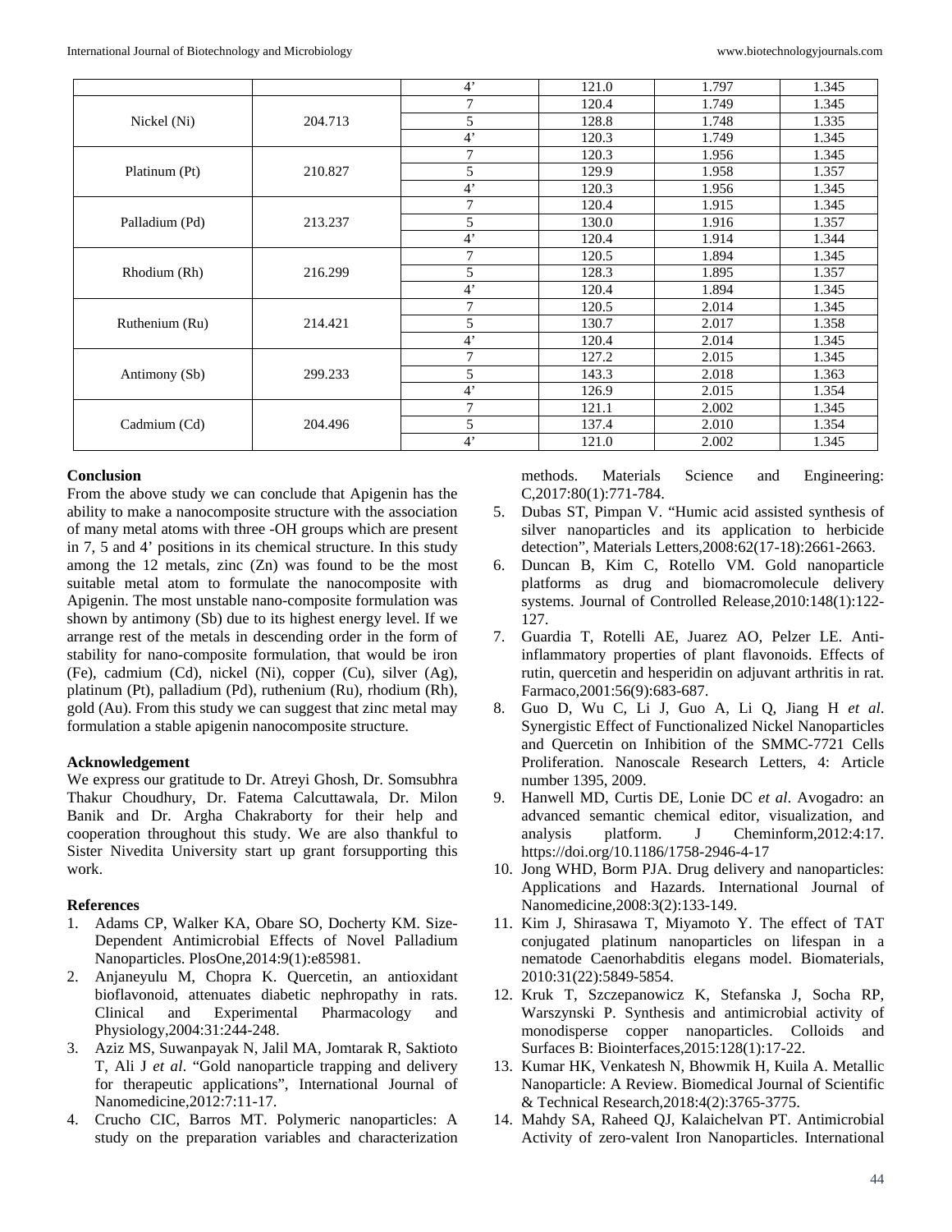| | | 4’ | 121.0 | 1.797 | 1.345 |
|---|---|---|---|---|---|
| Nickel (Ni) | 204.713 | 7 | 120.4 | 1.749 | 1.345 |
| | | 5 | 128.8 | 1.748 | 1.335 |
| | | 4’ | 120.3 | 1.749 | 1.345 |
| Platinum (Pt) | 210.827 | 7 | 120.3 | 1.956 | 1.345 |
| | | 5 | 129.9 | 1.958 | 1.357 |
| | | 4’ | 120.3 | 1.956 | 1.345 |
| Palladium (Pd) | 213.237 | 7 | 120.4 | 1.915 | 1.345 |
| | | 5 | 130.0 | 1.916 | 1.357 |
| | | 4’ | 120.4 | 1.914 | 1.344 |
| Rhodium (Rh) | 216.299 | 7 | 120.5 | 1.894 | 1.345 |
| | | 5 | 128.3 | 1.895 | 1.357 |
| | | 4’ | 120.4 | 1.894 | 1.345 |
| Ruthenium (Ru) | 214.421 | 7 | 120.5 | 2.014 | 1.345 |
| | | 5 | 130.7 | 2.017 | 1.358 |
| | | 4’ | 120.4 | 2.014 | 1.345 |
| Antimony (Sb) | 299.233 | 7 | 127.2 | 2.015 | 1.345 |
| | | 5 | 143.3 | 2.018 | 1.363 |
| | | 4’ | 126.9 | 2.015 | 1.354 |
| Cadmium (Cd) | 204.496 | 7 | 121.1 | 2.002 | 1.345 |
| | | 5 | 137.4 | 2.010 | 1.354 |
| | | 4’ | 121.0 | 2.002 | 1.345 |

**Conclusion**

From the above study we can conclude that Apigenin has the ability to make a nanocomposite structure with the association of many metal atoms with three -OH groups which are present in 7, 5 and 4’ positions in its chemical structure. In this study among the 12 metals, zinc (Zn) was found to be the most suitable metal atom to formulate the nanocomposite with Apigenin. The most unstable nano-composite formulation was shown by antimony (Sb) due to its highest energy level. If we arrange rest of the metals in descending order in the form of stability for nano-composite formulation, that would be iron (Fe), cadmium (Cd), nickel (Ni), copper (Cu), silver (Ag), platinum (Pt), palladium (Pd), ruthenium (Ru), rhodium (Rh), gold (Au). From this study we can suggest that zinc metal may formulation a stable apigenin nanocomposite structure.

**Acknowledgement**

We express our gratitude to Dr. Atreyi Ghosh, Dr. Somsubhra Thakur Choudhury, Dr. Fatema Calcuttawala, Dr. Milon Banik and Dr. Argha Chakraborty for their help and cooperation throughout this study. We are also thankful to Sister Nivedita University start up grant forsupporting this work.

**References**

1. Adams CP, Walker KA, Obare SO, Docherty KM. Size-Dependent Antimicrobial Effects of Novel Palladium Nanoparticles. PlosOne,2014:9(1):e85981.
2. Anjaneyulu M, Chopra K. Quercetin, an antioxidant bioflavonoid, attenuates diabetic nephropathy in rats. Clinical and Experimental Pharmacology and Physiology,2004:31:244-248.
3. Aziz MS, Suwanpayak N, Jalil MA, Jomtarak R, Saktioto T, Ali J *et al*. “Gold nanoparticle trapping and delivery for therapeutic applications”, International Journal of Nanomedicine,2012:7:11-17.
4. Crucho CIC, Barros MT. Polymeric nanoparticles: A study on the preparation variables and characterization methods. Materials Science and Engineering: C,2017:80(1):771-784.
5. Dubas ST, Pimpan V. “Humic acid assisted synthesis of silver nanoparticles and its application to herbicide detection”, Materials Letters,2008:62(17-18):2661-2663.
6. Duncan B, Kim C, Rotello VM. Gold nanoparticle platforms as drug and biomacromolecule delivery systems. Journal of Controlled Release,2010:148(1):122-127.
7. Guardia T, Rotelli AE, Juarez AO, Pelzer LE. Anti-inflammatory properties of plant flavonoids. Effects of rutin, quercetin and hesperidin on adjuvant arthritis in rat. Farmaco,2001:56(9):683-687.
8. Guo D, Wu C, Li J, Guo A, Li Q, Jiang H *et al*. Synergistic Effect of Functionalized Nickel Nanoparticles and Quercetin on Inhibition of the SMMC-7721 Cells Proliferation. Nanoscale Research Letters, 4: Article number 1395, 2009.
9. Hanwell MD, Curtis DE, Lonie DC *et al*. Avogadro: an advanced semantic chemical editor, visualization, and analysis platform. J Cheminform,2012:4:17. https://doi.org/10.1186/1758-2946-4-17
10. Jong WHD, Borm PJA. Drug delivery and nanoparticles: Applications and Hazards. International Journal of Nanomedicine,2008:3(2):133-149.
11. Kim J, Shirasawa T, Miyamoto Y. The effect of TAT conjugated platinum nanoparticles on lifespan in a nematode Caenorhabditis elegans model. Biomaterials, 2010:31(22):5849-5854.
12. Kruk T, Szczepanowicz K, Stefanska J, Socha RP, Warszynski P. Synthesis and antimicrobial activity of monodisperse copper nanoparticles. Colloids and Surfaces B: Biointerfaces,2015:128(1):17-22.
13. Kumar HK, Venkatesh N, Bhowmik H, Kuila A. Metallic Nanoparticle: A Review. Biomedical Journal of Scientific & Technical Research,2018:4(2):3765-3775.
14. Mahdy SA, Raheed QJ, Kalaichelvan PT. Antimicrobial Activity of zero-valent Iron Nanoparticles. International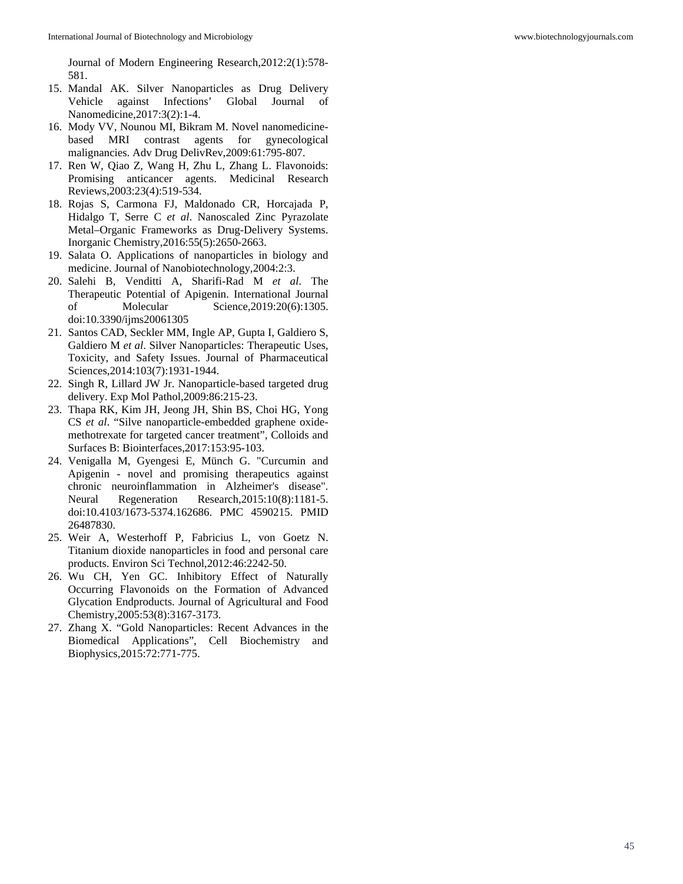Journal of Modern Engineering Research,2012:2(1):578-581.

15. Mandal AK. Silver Nanoparticles as Drug Delivery Vehicle against Infections' Global Journal of Nanomedicine,2017:3(2):1-4.
16. Mody VV, Nounou MI, Bikram M. Novel nanomedicine-based MRI contrast agents for gynecological malignancies. Adv Drug DelivRev,2009:61:795-807.
17. Ren W, Qiao Z, Wang H, Zhu L, Zhang L. Flavonoids: Promising anticancer agents. Medicinal Research Reviews,2003:23(4):519-534.
18. Rojas S, Carmona FJ, Maldonado CR, Horcajada P, Hidalgo T, Serre C *et al*. Nanoscaled Zinc Pyrazolate Metal–Organic Frameworks as Drug-Delivery Systems. Inorganic Chemistry,2016:55(5):2650-2663.
19. Salata O. Applications of nanoparticles in biology and medicine. Journal of Nanobiotechnology,2004:2:3.
20. Salehi B, Venditti A, Sharifi-Rad M *et al*. The Therapeutic Potential of Apigenin. International Journal of Molecular Science,2019:20(6):1305. doi:10.3390/ijms20061305
21. Santos CAD, Seckler MM, Ingle AP, Gupta I, Galdiero S, Galdiero M *et al*. Silver Nanoparticles: Therapeutic Uses, Toxicity, and Safety Issues. Journal of Pharmaceutical Sciences,2014:103(7):1931-1944.
22. Singh R, Lillard JW Jr. Nanoparticle-based targeted drug delivery. Exp Mol Pathol,2009:86:215-23.
23. Thapa RK, Kim JH, Jeong JH, Shin BS, Choi HG, Yong CS *et al*. "Silve nanoparticle-embedded graphene oxide-methotrexate for targeted cancer treatment", Colloids and Surfaces B: Biointerfaces,2017:153:95-103.
24. Venigalla M, Gyengesi E, Münch G. "Curcumin and Apigenin - novel and promising therapeutics against chronic neuroinflammation in Alzheimer's disease". Neural Regeneration Research,2015:10(8):1181-5. doi:10.4103/1673-5374.162686. PMC 4590215. PMID 26487830.
25. Weir A, Westerhoff P, Fabricius L, von Goetz N. Titanium dioxide nanoparticles in food and personal care products. Environ Sci Technol,2012:46:2242-50.
26. Wu CH, Yen GC. Inhibitory Effect of Naturally Occurring Flavonoids on the Formation of Advanced Glycation Endproducts. Journal of Agricultural and Food Chemistry,2005:53(8):3167-3173.
27. Zhang X. "Gold Nanoparticles: Recent Advances in the Biomedical Applications", Cell Biochemistry and Biophysics,2015:72:771-775.